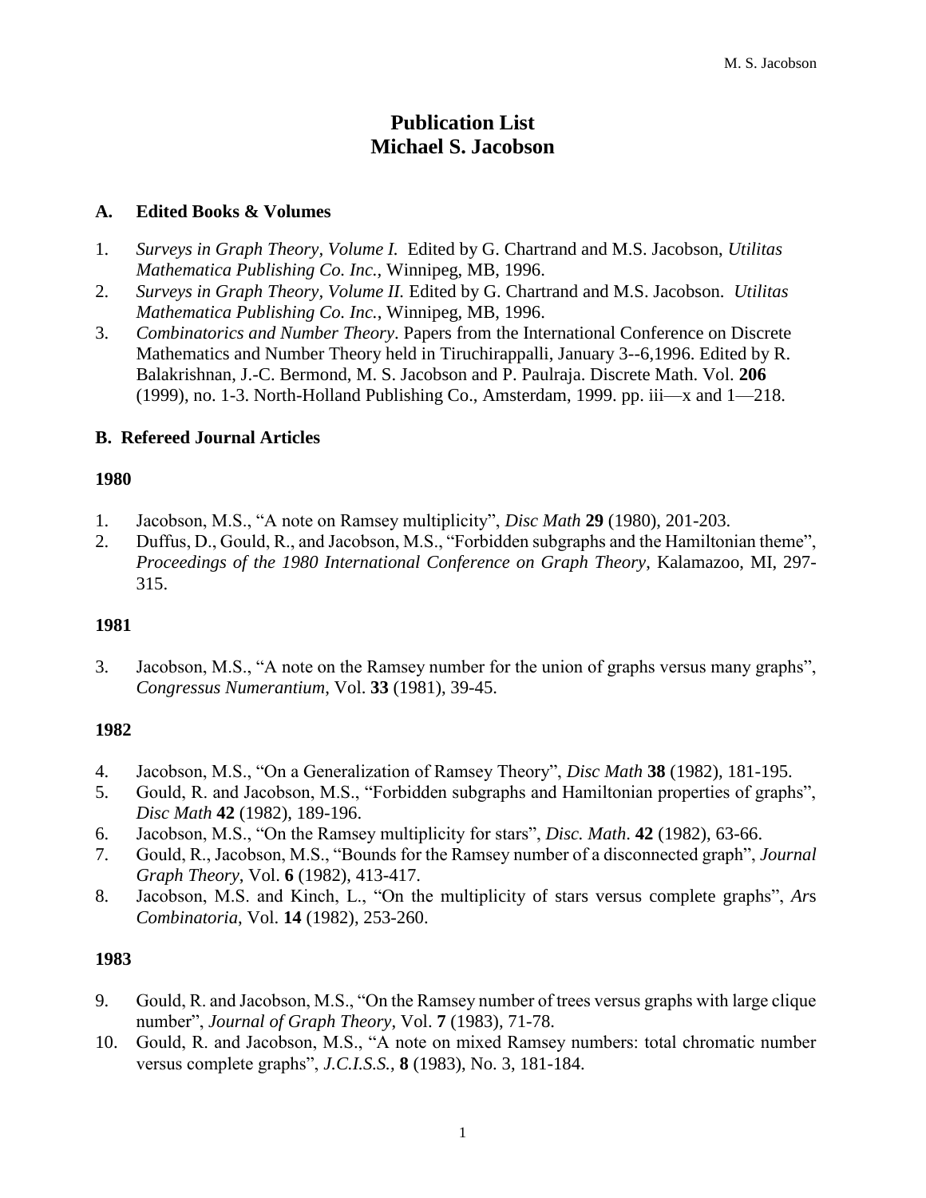# Publication List
# Michael S. Jacobson

## A. Edited Books & Volumes

1. *Surveys in Graph Theory, Volume I.* Edited by G. Chartrand and M.S. Jacobson, *Utilitas Mathematica Publishing Co. Inc.*, Winnipeg, MB, 1996.
2. *Surveys in Graph Theory, Volume II.* Edited by G. Chartrand and M.S. Jacobson. *Utilitas Mathematica Publishing Co. Inc.*, Winnipeg, MB, 1996.
3. *Combinatorics and Number Theory*. Papers from the International Conference on Discrete Mathematics and Number Theory held in Tiruchirappalli, January 3--6,1996. Edited by R. Balakrishnan, J.-C. Bermond, M. S. Jacobson and P. Paulraja. Discrete Math. Vol. **206** (1999), no. 1-3. North-Holland Publishing Co., Amsterdam, 1999. pp. iii—x and 1—218.

## B. Refereed Journal Articles

### 1980

1. Jacobson, M.S., "A note on Ramsey multiplicity", *Disc Math* **29** (1980), 201-203.
2. Duffus, D., Gould, R., and Jacobson, M.S., "Forbidden subgraphs and the Hamiltonian theme", *Proceedings of the 1980 International Conference on Graph Theory*, Kalamazoo, MI, 297-315.

### 1981

3. Jacobson, M.S., "A note on the Ramsey number for the union of graphs versus many graphs", *Congressus Numerantium*, Vol. **33** (1981), 39-45.

### 1982

4. Jacobson, M.S., "On a Generalization of Ramsey Theory", *Disc Math* **38** (1982), 181-195.
5. Gould, R. and Jacobson, M.S., "Forbidden subgraphs and Hamiltonian properties of graphs", *Disc Math* **42** (1982), 189-196.
6. Jacobson, M.S., "On the Ramsey multiplicity for stars", *Disc. Math.* **42** (1982), 63-66.
7. Gould, R., Jacobson, M.S., "Bounds for the Ramsey number of a disconnected graph", *Journal Graph Theory*, Vol. **6** (1982), 413-417.
8. Jacobson, M.S. and Kinch, L., "On the multiplicity of stars versus complete graphs", *Ars Combinatoria*, Vol. **14** (1982), 253-260.

### 1983

9. Gould, R. and Jacobson, M.S., "On the Ramsey number of trees versus graphs with large clique number", *Journal of Graph Theory*, Vol. **7** (1983), 71-78.
10. Gould, R. and Jacobson, M.S., "A note on mixed Ramsey numbers: total chromatic number versus complete graphs", *J.C.I.S.S.*, **8** (1983), No. 3, 181-184.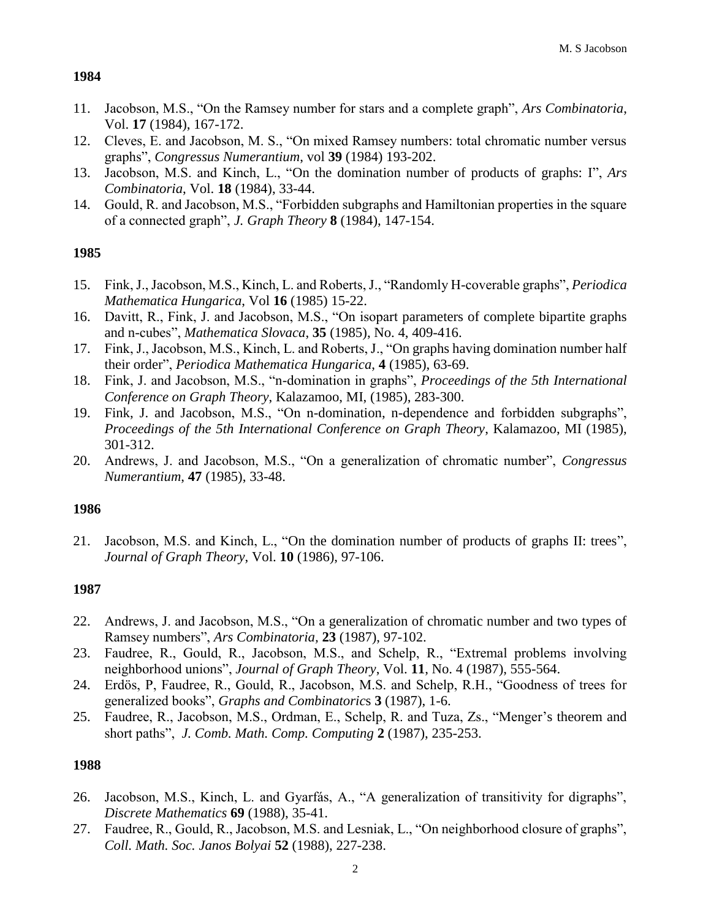## 1984

11. Jacobson, M.S., "On the Ramsey number for stars and a complete graph", *Ars Combinatoria*, Vol. **17** (1984), 167-172.
12. Cleves, E. and Jacobson, M. S., "On mixed Ramsey numbers: total chromatic number versus graphs", *Congressus Numerantium*, vol **39** (1984) 193-202.
13. Jacobson, M.S. and Kinch, L., "On the domination number of products of graphs: I", *Ars Combinatoria*, Vol. **18** (1984), 33-44.
14. Gould, R. and Jacobson, M.S., "Forbidden subgraphs and Hamiltonian properties in the square of a connected graph", *J. Graph Theory* **8** (1984), 147-154.

## 1985

15. Fink, J., Jacobson, M.S., Kinch, L. and Roberts, J., "Randomly H-coverable graphs", *Periodica Mathematica Hungarica*, Vol **16** (1985) 15-22.
16. Davitt, R., Fink, J. and Jacobson, M.S., "On isopart parameters of complete bipartite graphs and n-cubes", *Mathematica Slovaca*, **35** (1985), No. 4, 409-416.
17. Fink, J., Jacobson, M.S., Kinch, L. and Roberts, J., "On graphs having domination number half their order", *Periodica Mathematica Hungarica,* **4** (1985), 63-69.
18. Fink, J. and Jacobson, M.S., "n-domination in graphs", *Proceedings of the 5th International Conference on Graph Theory*, Kalazamoo, MI, (1985), 283-300.
19. Fink, J. and Jacobson, M.S., "On n-domination, n-dependence and forbidden subgraphs", *Proceedings of the 5th International Conference on Graph Theory*, Kalamazoo, MI (1985), 301-312.
20. Andrews, J. and Jacobson, M.S., "On a generalization of chromatic number", *Congressus Numerantium*, **47** (1985), 33-48.

## 1986

21. Jacobson, M.S. and Kinch, L., "On the domination number of products of graphs II: trees", *Journal of Graph Theory*, Vol. **10** (1986), 97-106.

## 1987

22. Andrews, J. and Jacobson, M.S., "On a generalization of chromatic number and two types of Ramsey numbers", *Ars Combinatoria,* **23** (1987), 97-102.
23. Faudree, R., Gould, R., Jacobson, M.S., and Schelp, R., "Extremal problems involving neighborhood unions", *Journal of Graph Theory*, Vol. **11**, No. 4 (1987), 555-564.
24. Erdös, P, Faudree, R., Gould, R., Jacobson, M.S. and Schelp, R.H., "Goodness of trees for generalized books", *Graphs and Combinatorics* **3** (1987), 1-6.
25. Faudree, R., Jacobson, M.S., Ordman, E., Schelp, R. and Tuza, Zs., "Menger's theorem and short paths", *J. Comb. Math. Comp. Computing* **2** (1987), 235-253.

## 1988

26. Jacobson, M.S., Kinch, L. and Gyarfás, A., "A generalization of transitivity for digraphs", *Discrete Mathematics* **69** (1988), 35-41.
27. Faudree, R., Gould, R., Jacobson, M.S. and Lesniak, L., "On neighborhood closure of graphs", *Coll. Math. Soc. Janos Bolyai* **52** (1988), 227-238.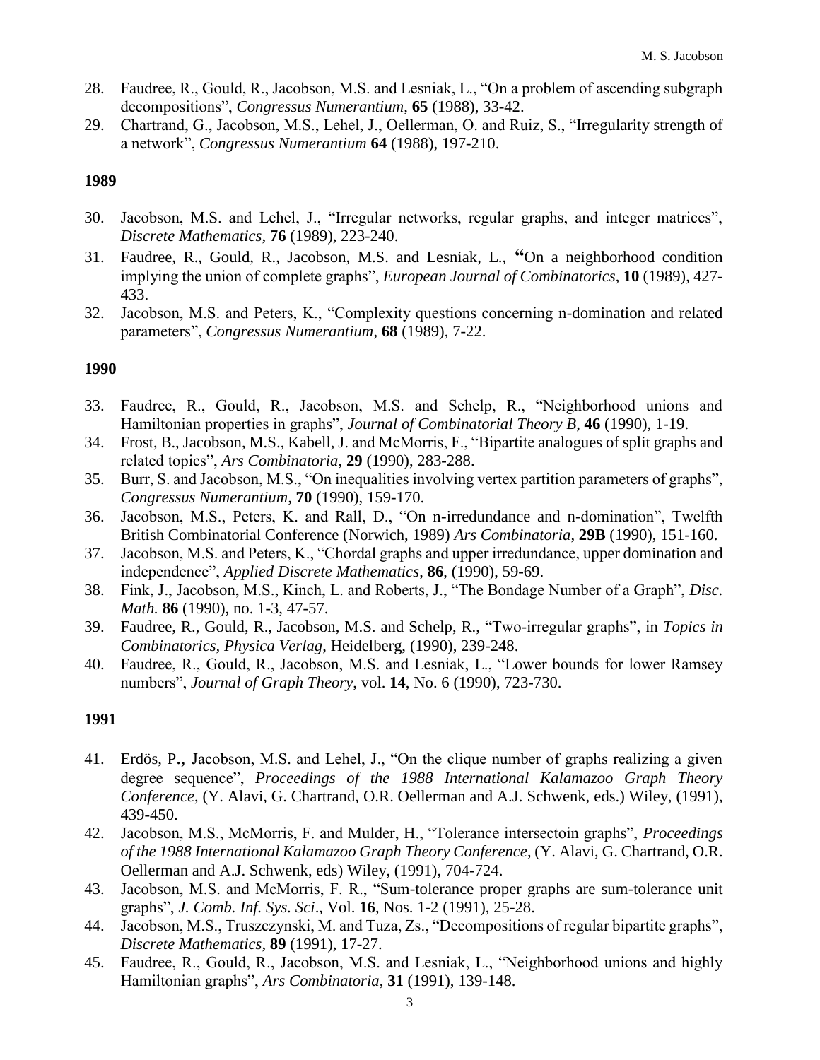28. Faudree, R., Gould, R., Jacobson, M.S. and Lesniak, L., "On a problem of ascending subgraph decompositions", *Congressus Numerantium*, **65** (1988), 33-42.
29. Chartrand, G., Jacobson, M.S., Lehel, J., Oellerman, O. and Ruiz, S., "Irregularity strength of a network", *Congressus Numerantium* **64** (1988), 197-210.

**1989**

30. Jacobson, M.S. and Lehel, J., "Irregular networks, regular graphs, and integer matrices", *Discrete Mathematics*, **76** (1989), 223-240.
31. Faudree, R., Gould, R., Jacobson, M.S. and Lesniak, L., **"**On a neighborhood condition implying the union of complete graphs", *European Journal of Combinatorics*, **10** (1989), 427-433.
32. Jacobson, M.S. and Peters, K., "Complexity questions concerning n-domination and related parameters", *Congressus Numerantium*, **68** (1989), 7-22.

**1990**

33. Faudree, R., Gould, R., Jacobson, M.S. and Schelp, R., "Neighborhood unions and Hamiltonian properties in graphs", *Journal of Combinatorial Theory B*, **46** (1990), 1-19.
34. Frost, B., Jacobson, M.S., Kabell, J. and McMorris, F., "Bipartite analogues of split graphs and related topics", *Ars Combinatoria*, **29** (1990), 283-288.
35. Burr, S. and Jacobson, M.S., "On inequalities involving vertex partition parameters of graphs", *Congressus Numerantium*, **70** (1990), 159-170.
36. Jacobson, M.S., Peters, K. and Rall, D., "On n-irredundance and n-domination", Twelfth British Combinatorial Conference (Norwich, 1989) *Ars Combinatoria*, **29B** (1990), 151-160.
37. Jacobson, M.S. and Peters, K., "Chordal graphs and upper irredundance, upper domination and independence", *Applied Discrete Mathematics*, **86**, (1990), 59-69.
38. Fink, J., Jacobson, M.S., Kinch, L. and Roberts, J., "The Bondage Number of a Graph", *Disc. Math.* **86** (1990), no. 1-3, 47-57.
39. Faudree, R., Gould, R., Jacobson, M.S. and Schelp, R., "Two-irregular graphs", in *Topics in Combinatorics, Physica Verlag*, Heidelberg, (1990), 239-248.
40. Faudree, R., Gould, R., Jacobson, M.S. and Lesniak, L., "Lower bounds for lower Ramsey numbers", *Journal of Graph Theory*, vol. **14**, No. 6 (1990), 723-730.

**1991**

41. Erdös, P., Jacobson, M.S. and Lehel, J., "On the clique number of graphs realizing a given degree sequence", *Proceedings of the 1988 International Kalamazoo Graph Theory Conference*, (Y. Alavi, G. Chartrand, O.R. Oellerman and A.J. Schwenk, eds.) Wiley, (1991), 439-450.
42. Jacobson, M.S., McMorris, F. and Mulder, H., "Tolerance intersectoin graphs", *Proceedings of the 1988 International Kalamazoo Graph Theory Conference*, (Y. Alavi, G. Chartrand, O.R. Oellerman and A.J. Schwenk, eds) Wiley, (1991), 704-724.
43. Jacobson, M.S. and McMorris, F. R., "Sum-tolerance proper graphs are sum-tolerance unit graphs", *J. Comb. Inf. Sys. Sci*., Vol. **16**, Nos. 1-2 (1991), 25-28.
44. Jacobson, M.S., Truszczynski, M. and Tuza, Zs., "Decompositions of regular bipartite graphs", *Discrete Mathematics*, **89** (1991), 17-27.
45. Faudree, R., Gould, R., Jacobson, M.S. and Lesniak, L., "Neighborhood unions and highly Hamiltonian graphs", *Ars Combinatoria*, **31** (1991), 139-148.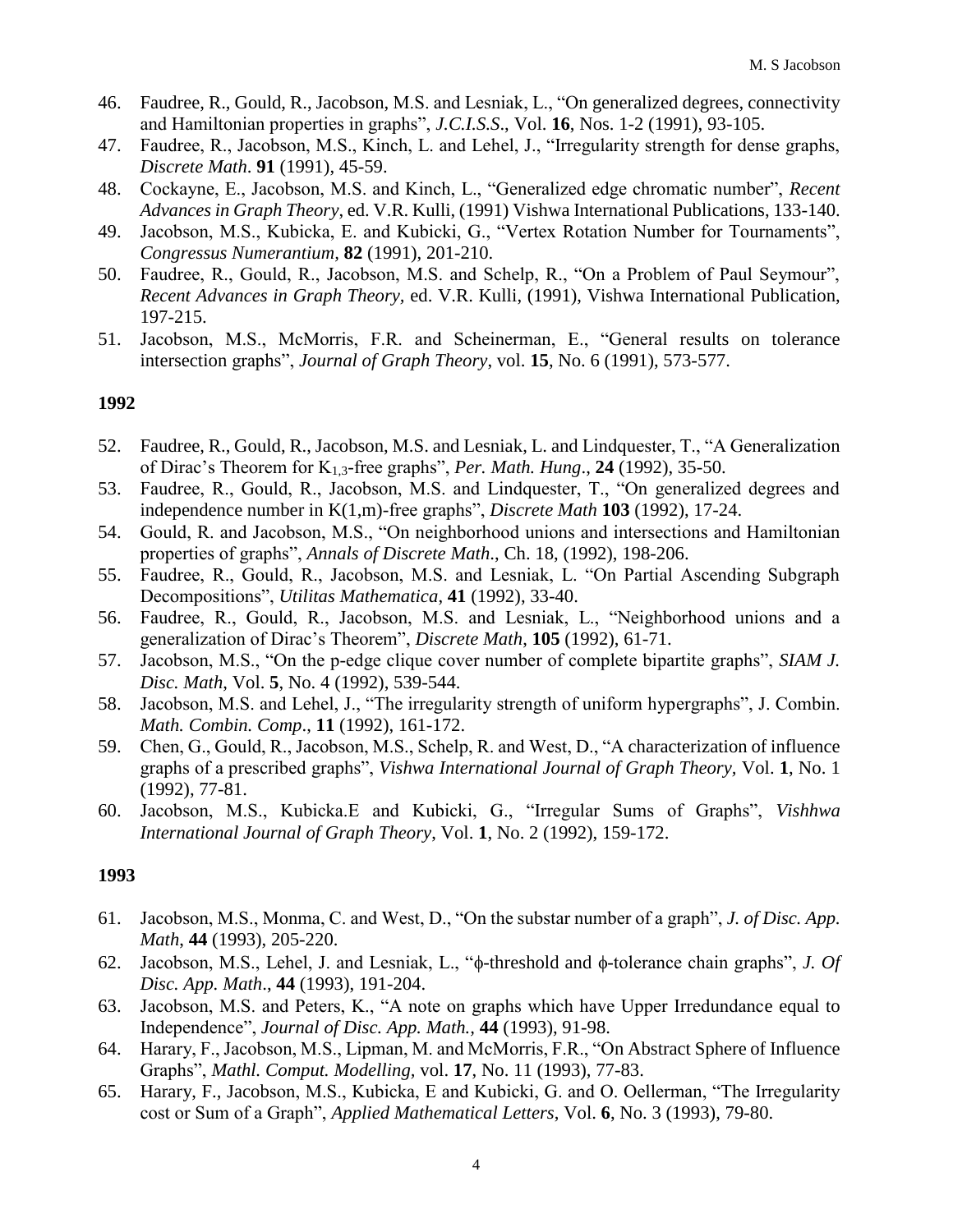46. Faudree, R., Gould, R., Jacobson, M.S. and Lesniak, L., "On generalized degrees, connectivity and Hamiltonian properties in graphs", *J.C.I.S.S.*, Vol. **16**, Nos. 1-2 (1991), 93-105.
47. Faudree, R., Jacobson, M.S., Kinch, L. and Lehel, J., "Irregularity strength for dense graphs, *Discrete Math*. **91** (1991), 45-59.
48. Cockayne, E., Jacobson, M.S. and Kinch, L., "Generalized edge chromatic number", *Recent Advances in Graph Theory*, ed. V.R. Kulli, (1991) Vishwa International Publications, 133-140.
49. Jacobson, M.S., Kubicka, E. and Kubicki, G., "Vertex Rotation Number for Tournaments", *Congressus Numerantium*, **82** (1991), 201-210.
50. Faudree, R., Gould, R., Jacobson, M.S. and Schelp, R., "On a Problem of Paul Seymour", *Recent Advances in Graph Theory*, ed. V.R. Kulli, (1991), Vishwa International Publication, 197-215.
51. Jacobson, M.S., McMorris, F.R. and Scheinerman, E., "General results on tolerance intersection graphs", *Journal of Graph Theory*, vol. **15**, No. 6 (1991), 573-577.

## 1992

52. Faudree, R., Gould, R., Jacobson, M.S. and Lesniak, L. and Lindquester, T., "A Generalization of Dirac's Theorem for $K_{1,3}$-free graphs", *Per. Math. Hung*., **24** (1992), 35-50.
53. Faudree, R., Gould, R., Jacobson, M.S. and Lindquester, T., "On generalized degrees and independence number in K(1,m)-free graphs", *Discrete Math* **103** (1992), 17-24.
54. Gould, R. and Jacobson, M.S., "On neighborhood unions and intersections and Hamiltonian properties of graphs", *Annals of Discrete Math*., Ch. 18, (1992), 198-206.
55. Faudree, R., Gould, R., Jacobson, M.S. and Lesniak, L. "On Partial Ascending Subgraph Decompositions", *Utilitas Mathematica*, **41** (1992), 33-40.
56. Faudree, R., Gould, R., Jacobson, M.S. and Lesniak, L., "Neighborhood unions and a generalization of Dirac's Theorem", *Discrete Math*, **105** (1992), 61-71.
57. Jacobson, M.S., "On the p-edge clique cover number of complete bipartite graphs", *SIAM J. Disc. Math*, Vol. **5**, No. 4 (1992), 539-544.
58. Jacobson, M.S. and Lehel, J., "The irregularity strength of uniform hypergraphs", J. Combin. *Math. Combin. Comp*., **11** (1992), 161-172.
59. Chen, G., Gould, R., Jacobson, M.S., Schelp, R. and West, D., "A characterization of influence graphs of a prescribed graphs", *Vishwa International Journal of Graph Theory*, Vol. **1**, No. 1 (1992), 77-81.
60. Jacobson, M.S., Kubicka.E and Kubicki, G., "Irregular Sums of Graphs", *Vishhwa International Journal of Graph Theory*, Vol. **1**, No. 2 (1992), 159-172.

## 1993

61. Jacobson, M.S., Monma, C. and West, D., "On the substar number of a graph", *J. of Disc. App. Math*, **44** (1993), 205-220.
62. Jacobson, M.S., Lehel, J. and Lesniak, L., "ϕ-threshold and ϕ-tolerance chain graphs", *J. Of Disc. App. Math*., **44** (1993), 191-204.
63. Jacobson, M.S. and Peters, K., "A note on graphs which have Upper Irredundance equal to Independence", *Journal of Disc. App. Math.*, **44** (1993), 91-98.
64. Harary, F., Jacobson, M.S., Lipman, M. and McMorris, F.R., "On Abstract Sphere of Influence Graphs", *Mathl. Comput. Modelling*, vol. **17**, No. 11 (1993), 77-83.
65. Harary, F., Jacobson, M.S., Kubicka, E and Kubicki, G. and O. Oellerman, "The Irregularity cost or Sum of a Graph", *Applied Mathematical Letters*, Vol. **6**, No. 3 (1993), 79-80.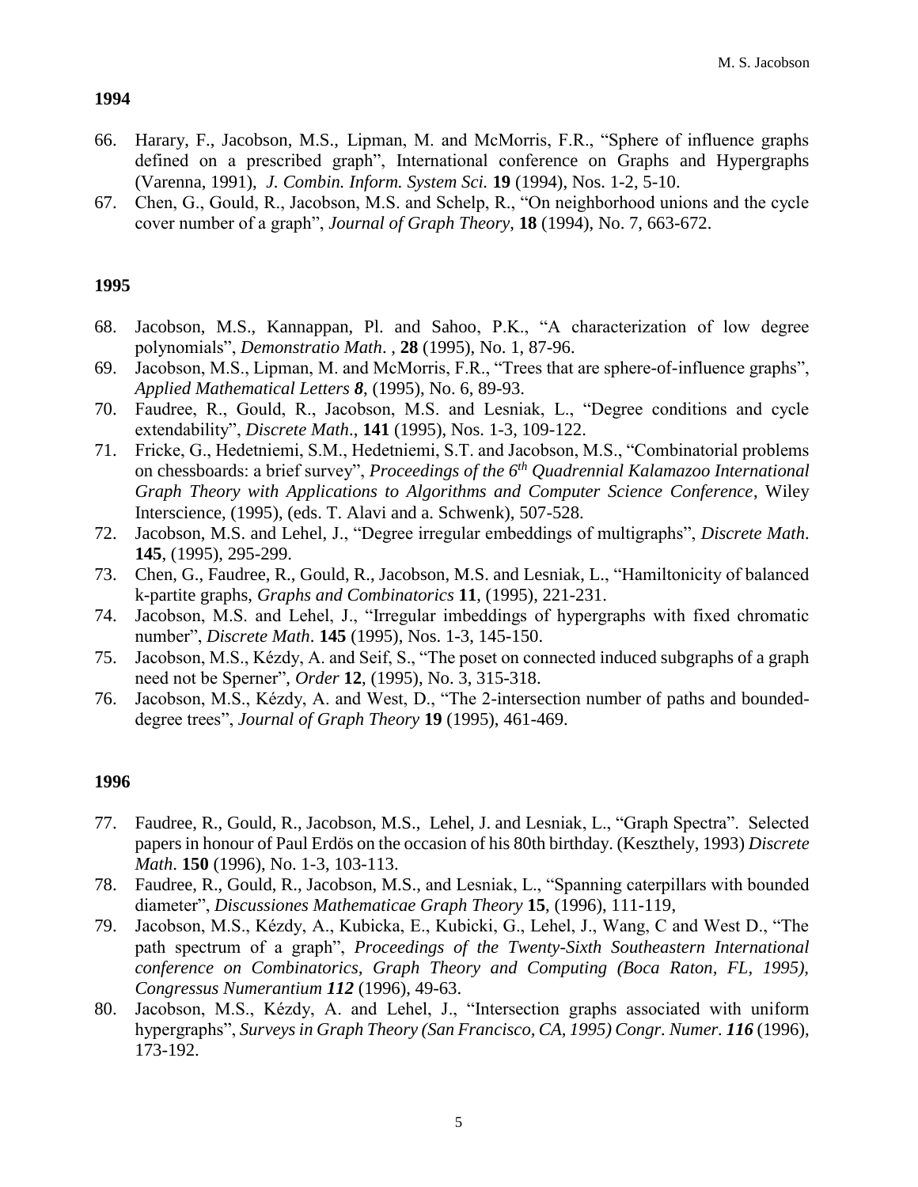**1994**

66. Harary, F., Jacobson, M.S., Lipman, M. and McMorris, F.R., "Sphere of influence graphs defined on a prescribed graph", International conference on Graphs and Hypergraphs (Varenna, 1991), *J. Combin. Inform. System Sci.* **19** (1994), Nos. 1-2, 5-10.
67. Chen, G., Gould, R., Jacobson, M.S. and Schelp, R., "On neighborhood unions and the cycle cover number of a graph", *Journal of Graph Theory,* **18** (1994), No. 7, 663-672.

**1995**

68. Jacobson, M.S., Kannappan, Pl. and Sahoo, P.K., "A characterization of low degree polynomials", *Demonstratio Math*. , **28** (1995), No. 1, 87-96.
69. Jacobson, M.S., Lipman, M. and McMorris, F.R., "Trees that are sphere-of-influence graphs", *Applied Mathematical Letters* ***8***, (1995), No. 6, 89-93.
70. Faudree, R., Gould, R., Jacobson, M.S. and Lesniak, L., "Degree conditions and cycle extendability", *Discrete Math*., **141** (1995), Nos. 1-3, 109-122.
71. Fricke, G., Hedetniemi, S.M., Hedetniemi, S.T. and Jacobson, M.S., "Combinatorial problems on chessboards: a brief survey", *Proceedings of the 6th Quadrennial Kalamazoo International Graph Theory with Applications to Algorithms and Computer Science Conference*, Wiley Interscience, (1995), (eds. T. Alavi and a. Schwenk), 507-528.
72. Jacobson, M.S. and Lehel, J., "Degree irregular embeddings of multigraphs", *Discrete Math*. **145**, (1995), 295-299.
73. Chen, G., Faudree, R., Gould, R., Jacobson, M.S. and Lesniak, L., "Hamiltonicity of balanced k-partite graphs, *Graphs and Combinatorics* **11**, (1995), 221-231.
74. Jacobson, M.S. and Lehel, J., "Irregular imbeddings of hypergraphs with fixed chromatic number", *Discrete Math*. **145** (1995), Nos. 1-3, 145-150.
75. Jacobson, M.S., Kézdy, A. and Seif, S., "The poset on connected induced subgraphs of a graph need not be Sperner", *Order* **12**, (1995), No. 3, 315-318.
76. Jacobson, M.S., Kézdy, A. and West, D., "The 2-intersection number of paths and bounded-degree trees", *Journal of Graph Theory* **19** (1995), 461-469.

**1996**

77. Faudree, R., Gould, R., Jacobson, M.S., Lehel, J. and Lesniak, L., "Graph Spectra". Selected papers in honour of Paul Erdös on the occasion of his 80th birthday. (Keszthely, 1993) *Discrete Math*. **150** (1996), No. 1-3, 103-113.
78. Faudree, R., Gould, R., Jacobson, M.S., and Lesniak, L., "Spanning caterpillars with bounded diameter", *Discussiones Mathematicae Graph Theory* **15**, (1996), 111-119,
79. Jacobson, M.S., Kézdy, A., Kubicka, E., Kubicki, G., Lehel, J., Wang, C and West D., "The path spectrum of a graph", *Proceedings of the Twenty-Sixth Southeastern International conference on Combinatorics, Graph Theory and Computing (Boca Raton, FL, 1995), Congressus Numerantium* ***112*** (1996), 49-63.
80. Jacobson, M.S., Kézdy, A. and Lehel, J., "Intersection graphs associated with uniform hypergraphs", *Surveys in Graph Theory (San Francisco, CA, 1995) Congr. Numer.* ***116*** (1996), 173-192.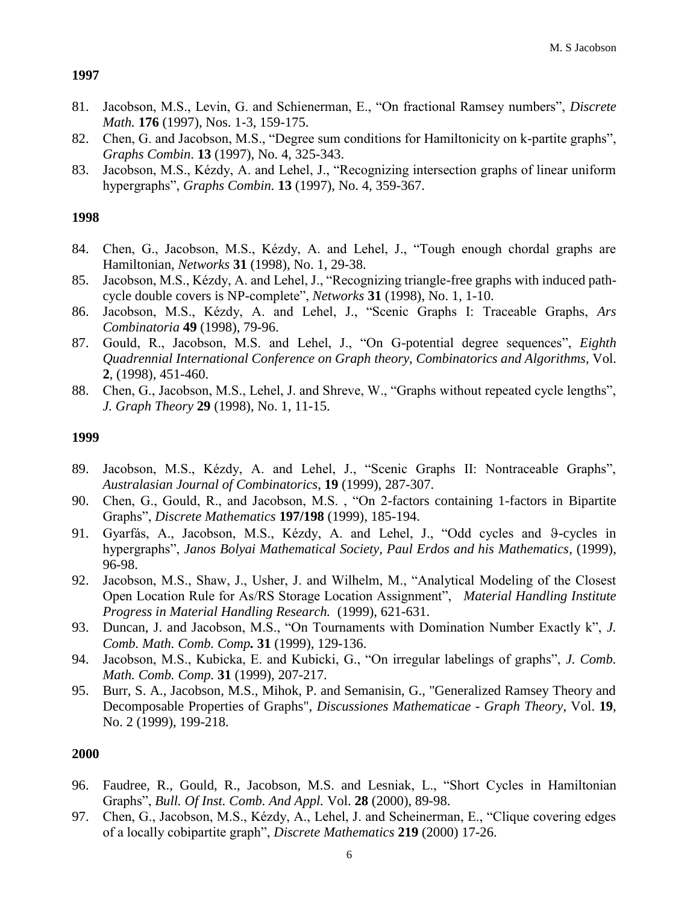**1997**

81. Jacobson, M.S., Levin, G. and Schienerman, E., “On fractional Ramsey numbers”, *Discrete Math.* **176** (1997), Nos. 1-3, 159-175.
82. Chen, G. and Jacobson, M.S., “Degree sum conditions for Hamiltonicity on k-partite graphs”, *Graphs Combin.* **13** (1997), No. 4, 325-343.
83. Jacobson, M.S., Kézdy, A. and Lehel, J., “Recognizing intersection graphs of linear uniform hypergraphs”, *Graphs Combin.* **13** (1997), No. 4, 359-367.

**1998**

84. Chen, G., Jacobson, M.S., Kézdy, A. and Lehel, J., “Tough enough chordal graphs are Hamiltonian, *Networks* **31** (1998), No. 1, 29-38.
85. Jacobson, M.S., Kézdy, A. and Lehel, J., “Recognizing triangle-free graphs with induced path-cycle double covers is NP-complete”, *Networks* **31** (1998), No. 1, 1-10.
86. Jacobson, M.S., Kézdy, A. and Lehel, J., “Scenic Graphs I: Traceable Graphs, *Ars Combinatoria* **49** (1998), 79-96.
87. Gould, R., Jacobson, M.S. and Lehel, J., “On G-potential degree sequences”, *Eighth Quadrennial International Conference on Graph theory, Combinatorics and Algorithms*, Vol. **2**, (1998), 451-460.
88. Chen, G., Jacobson, M.S., Lehel, J. and Shreve, W., “Graphs without repeated cycle lengths”, *J. Graph Theory* **29** (1998), No. 1, 11-15.

**1999**

89. Jacobson, M.S., Kézdy, A. and Lehel, J., “Scenic Graphs II: Nontraceable Graphs”, *Australasian Journal of Combinatorics*, **19** (1999), 287-307.
90. Chen, G., Gould, R., and Jacobson, M.S. , “On 2-factors containing 1-factors in Bipartite Graphs”, *Discrete Mathematics* **197/198** (1999), 185-194.
91. Gyarfás, A., Jacobson, M.S., Kézdy, A. and Lehel, J., “Odd cycles and ϑ-cycles in hypergraphs”, *Janos Bolyai Mathematical Society, Paul Erdos and his Mathematics,* (1999), 96-98.
92. Jacobson, M.S., Shaw, J., Usher, J. and Wilhelm, M., “Analytical Modeling of the Closest Open Location Rule for As/RS Storage Location Assignment”, *Material Handling Institute Progress in Material Handling Research.* (1999), 621-631.
93. Duncan, J. and Jacobson, M.S., “On Tournaments with Domination Number Exactly k”, *J. Comb. Math. Comb. Comp.* **31** (1999), 129-136.
94. Jacobson, M.S., Kubicka, E. and Kubicki, G., “On irregular labelings of graphs”, *J. Comb. Math. Comb. Comp.* **31** (1999), 207-217.
95. Burr, S. A., Jacobson, M.S., Mihok, P. and Semanisin, G., "Generalized Ramsey Theory and Decomposable Properties of Graphs", *Discussiones Mathematicae - Graph Theory*, Vol. **19**, No. 2 (1999), 199-218.

**2000**

96. Faudree, R., Gould, R., Jacobson, M.S. and Lesniak, L., “Short Cycles in Hamiltonian Graphs”, *Bull. Of Inst. Comb. And Appl.* Vol. **28** (2000), 89-98.
97. Chen, G., Jacobson, M.S., Kézdy, A., Lehel, J. and Scheinerman, E., “Clique covering edges of a locally cobipartite graph”, *Discrete Mathematics* **219** (2000) 17-26.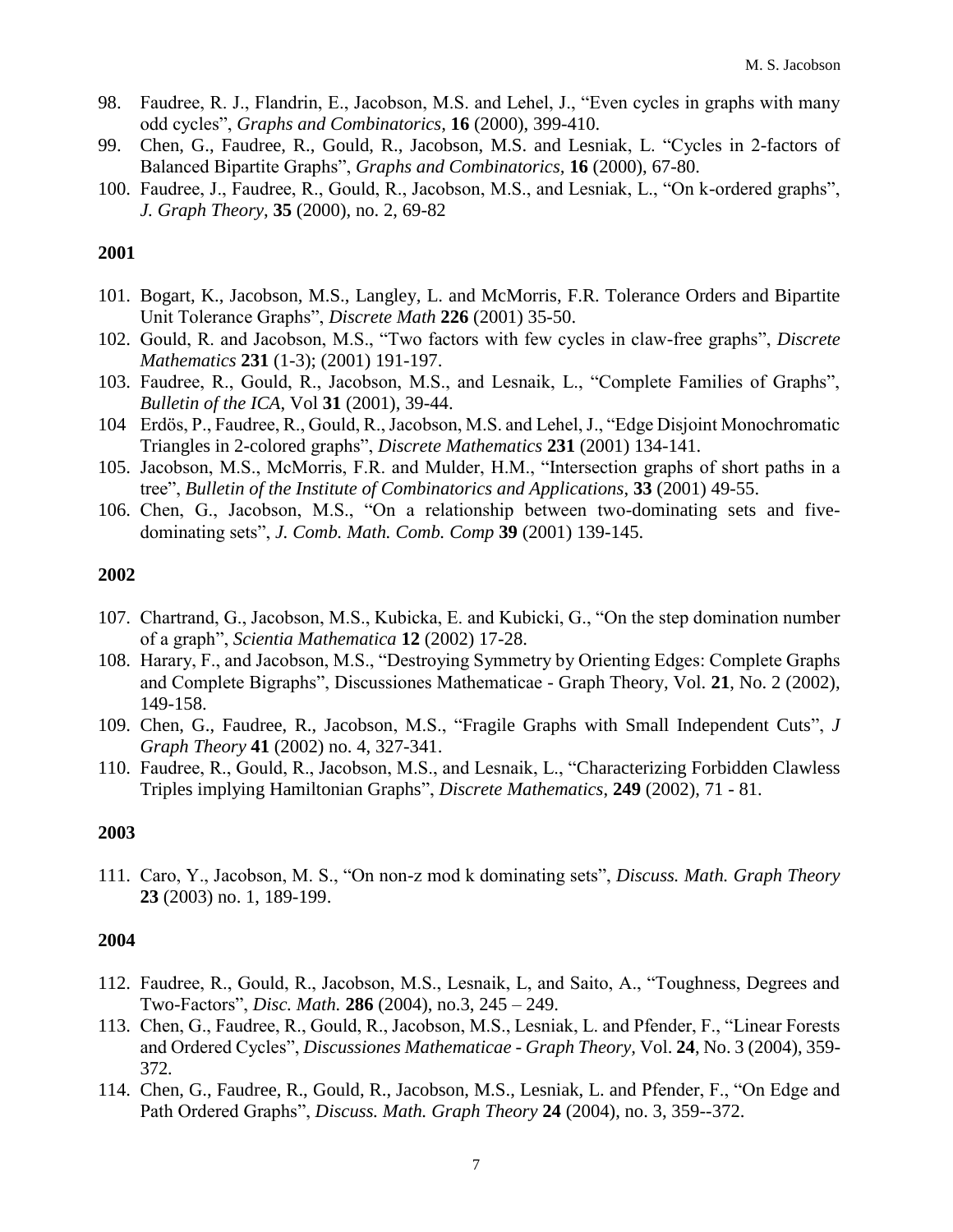98. Faudree, R. J., Flandrin, E., Jacobson, M.S. and Lehel, J., "Even cycles in graphs with many odd cycles", *Graphs and Combinatorics*, **16** (2000), 399-410.
99. Chen, G., Faudree, R., Gould, R., Jacobson, M.S. and Lesniak, L. "Cycles in 2-factors of Balanced Bipartite Graphs", *Graphs and Combinatorics*, **16** (2000), 67-80.
100. Faudree, J., Faudree, R., Gould, R., Jacobson, M.S., and Lesniak, L., "On k-ordered graphs", *J. Graph Theory*, **35** (2000), no. 2, 69-82

**2001**

101. Bogart, K., Jacobson, M.S., Langley, L. and McMorris, F.R. Tolerance Orders and Bipartite Unit Tolerance Graphs", *Discrete Math* **226** (2001) 35-50.
102. Gould, R. and Jacobson, M.S., "Two factors with few cycles in claw-free graphs", *Discrete Mathematics* **231** (1-3); (2001) 191-197.
103. Faudree, R., Gould, R., Jacobson, M.S., and Lesnaik, L., "Complete Families of Graphs", *Bulletin of the ICA*, Vol **31** (2001), 39-44.
104 Erdös, P., Faudree, R., Gould, R., Jacobson, M.S. and Lehel, J., "Edge Disjoint Monochromatic Triangles in 2-colored graphs", *Discrete Mathematics* **231** (2001) 134-141.
105. Jacobson, M.S., McMorris, F.R. and Mulder, H.M., "Intersection graphs of short paths in a tree", *Bulletin of the Institute of Combinatorics and Applications*, **33** (2001) 49-55.
106. Chen, G., Jacobson, M.S., "On a relationship between two-dominating sets and five-dominating sets", *J. Comb. Math. Comb. Comp* **39** (2001) 139-145.

**2002**

107. Chartrand, G., Jacobson, M.S., Kubicka, E. and Kubicki, G., "On the step domination number of a graph", *Scientia Mathematica* **12** (2002) 17-28.
108. Harary, F., and Jacobson, M.S., "Destroying Symmetry by Orienting Edges: Complete Graphs and Complete Bigraphs", Discussiones Mathematicae - Graph Theory, Vol. **21**, No. 2 (2002), 149-158.
109. Chen, G., Faudree, R., Jacobson, M.S., "Fragile Graphs with Small Independent Cuts", *J Graph Theory* **41** (2002) no. 4, 327-341.
110. Faudree, R., Gould, R., Jacobson, M.S., and Lesnaik, L., "Characterizing Forbidden Clawless Triples implying Hamiltonian Graphs", *Discrete Mathematics*, **249** (2002), 71 - 81.

**2003**

111. Caro, Y., Jacobson, M. S., "On non-z mod k dominating sets", *Discuss. Math. Graph Theory* **23** (2003) no. 1, 189-199.

**2004**

112. Faudree, R., Gould, R., Jacobson, M.S., Lesnaik, L, and Saito, A., "Toughness, Degrees and Two-Factors", *Disc. Math.* **286** (2004), no.3, 245 – 249.
113. Chen, G., Faudree, R., Gould, R., Jacobson, M.S., Lesniak, L. and Pfender, F., "Linear Forests and Ordered Cycles", *Discussiones Mathematicae - Graph Theory,* Vol. **24**, No. 3 (2004), 359-372.
114. Chen, G., Faudree, R., Gould, R., Jacobson, M.S., Lesniak, L. and Pfender, F., "On Edge and Path Ordered Graphs", *Discuss. Math. Graph Theory* **24** (2004), no. 3, 359--372.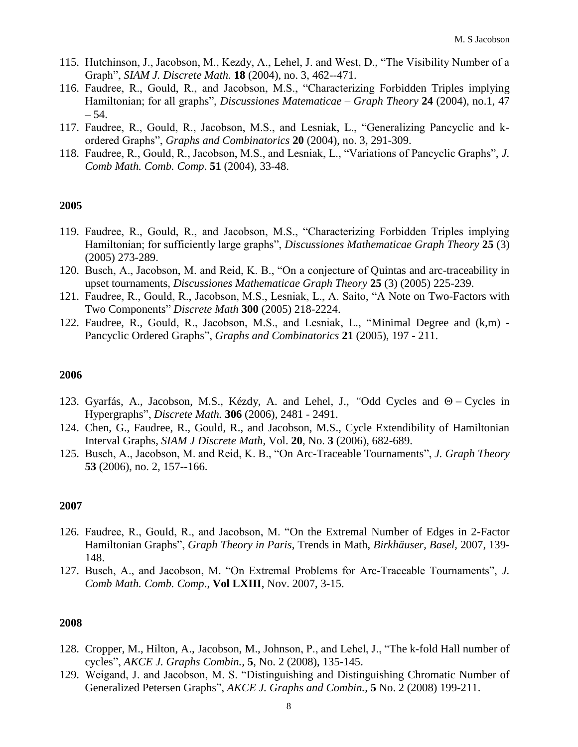115. Hutchinson, J., Jacobson, M., Kezdy, A., Lehel, J. and West, D., “The Visibility Number of a Graph”, *SIAM J. Discrete Math.* **18** (2004), no. 3, 462--471.
116. Faudree, R., Gould, R., and Jacobson, M.S., “Characterizing Forbidden Triples implying Hamiltonian; for all graphs”, *Discussiones Matematicae – Graph Theory* **24** (2004), no.1, 47 – 54.
117. Faudree, R., Gould, R., Jacobson, M.S., and Lesniak, L., “Generalizing Pancyclic and k-ordered Graphs”, *Graphs and Combinatorics* **20** (2004), no. 3, 291-309.
118. Faudree, R., Gould, R., Jacobson, M.S., and Lesniak, L., “Variations of Pancyclic Graphs”, *J. Comb Math. Comb. Comp*. **51** (2004), 33-48.

## 2005

119. Faudree, R., Gould, R., and Jacobson, M.S., “Characterizing Forbidden Triples implying Hamiltonian; for sufficiently large graphs”, *Discussiones Mathematicae Graph Theory* **25** (3) (2005) 273-289.
120. Busch, A., Jacobson, M. and Reid, K. B., “On a conjecture of Quintas and arc-traceability in upset tournaments, *Discussiones Mathematicae Graph Theory* **25** (3) (2005) 225-239.
121. Faudree, R., Gould, R., Jacobson, M.S., Lesniak, L., A. Saito, “A Note on Two-Factors with Two Components” *Discrete Math* **300** (2005) 218-2224.
122. Faudree, R., Gould, R., Jacobson, M.S., and Lesniak, L., “Minimal Degree and (k,m) - Pancyclic Ordered Graphs”, *Graphs and Combinatorics* **21** (2005), 197 - 211.

## 2006

123. Gyarfás, A., Jacobson, M.S., Kézdy, A. and Lehel, J., *“*Odd Cycles and $\Theta$ – Cycles in Hypergraphs”, *Discrete Math.* **306** (2006), 2481 - 2491.
124. Chen, G., Faudree, R., Gould, R., and Jacobson, M.S., Cycle Extendibility of Hamiltonian Interval Graphs, *SIAM J Discrete Math*, Vol. **20**, No. **3** (2006), 682-689.
125. Busch, A., Jacobson, M. and Reid, K. B., “On Arc-Traceable Tournaments”, *J. Graph Theory* **53** (2006), no. 2, 157--166.

## 2007

126. Faudree, R., Gould, R., and Jacobson, M. “On the Extremal Number of Edges in 2-Factor Hamiltonian Graphs”, *Graph Theory in Paris*, Trends in Math, *Birkhäuser, Basel,* 2007, 139-148.
127. Busch, A., and Jacobson, M. “On Extremal Problems for Arc-Traceable Tournaments”, *J. Comb Math. Comb. Comp*., **Vol LXIII**, Nov. 2007, 3-15.

## 2008

128. Cropper, M., Hilton, A., Jacobson, M., Johnson, P., and Lehel, J., “The k-fold Hall number of cycles”, *AKCE J. Graphs Combin.,* **5**, No. 2 (2008), 135-145.
129. Weigand, J. and Jacobson, M. S. “Distinguishing and Distinguishing Chromatic Number of Generalized Petersen Graphs”, *AKCE J. Graphs and Combin.,* **5** No. 2 (2008) 199-211.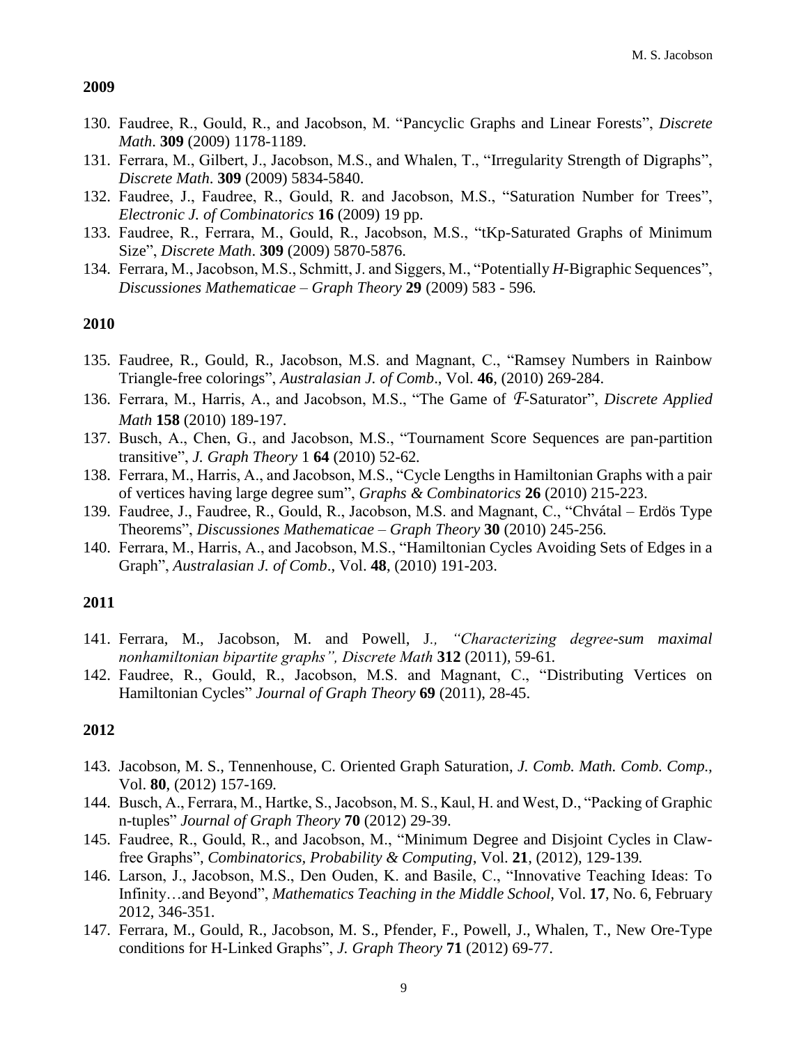**2009**

130. Faudree, R., Gould, R., and Jacobson, M. "Pancyclic Graphs and Linear Forests", *Discrete Math*. **309** (2009) 1178-1189.
131. Ferrara, M., Gilbert, J., Jacobson, M.S., and Whalen, T., "Irregularity Strength of Digraphs", *Discrete Math*. **309** (2009) 5834-5840.
132. Faudree, J., Faudree, R., Gould, R. and Jacobson, M.S., "Saturation Number for Trees", *Electronic J. of Combinatorics* **16** (2009) 19 pp.
133. Faudree, R., Ferrara, M., Gould, R., Jacobson, M.S., "tKp-Saturated Graphs of Minimum Size", *Discrete Math*. **309** (2009) 5870-5876.
134. Ferrara, M., Jacobson, M.S., Schmitt, J. and Siggers, M., "Potentially *H*-Bigraphic Sequences", *Discussiones Mathematicae – Graph Theory* **29** (2009) 583 - 596.

**2010**

135. Faudree, R., Gould, R., Jacobson, M.S. and Magnant, C., "Ramsey Numbers in Rainbow Triangle-free colorings", *Australasian J. of Comb*., Vol. **46**, (2010) 269-284.
136. Ferrara, M., Harris, A., and Jacobson, M.S., "The Game of $\mathcal{F}$-Saturator", *Discrete Applied Math* **158** (2010) 189-197.
137. Busch, A., Chen, G., and Jacobson, M.S., "Tournament Score Sequences are pan-partition transitive", *J. Graph Theory* 1 **64** (2010) 52-62.
138. Ferrara, M., Harris, A., and Jacobson, M.S., "Cycle Lengths in Hamiltonian Graphs with a pair of vertices having large degree sum", *Graphs & Combinatorics* **26** (2010) 215-223.
139. Faudree, J., Faudree, R., Gould, R., Jacobson, M.S. and Magnant, C., "Chvátal – Erdös Type Theorems", *Discussiones Mathematicae – Graph Theory* **30** (2010) 245-256.
140. Ferrara, M., Harris, A., and Jacobson, M.S., "Hamiltonian Cycles Avoiding Sets of Edges in a Graph", *Australasian J. of Comb*., Vol. **48**, (2010) 191-203.

**2011**

141. Ferrara, M., Jacobson, M. and Powell, J*., "Characterizing degree-sum maximal nonhamiltonian bipartite graphs", Discrete Math* **312** (2011), 59-61.
142. Faudree, R., Gould, R., Jacobson, M.S. and Magnant, C., "Distributing Vertices on Hamiltonian Cycles" *Journal of Graph Theory* **69** (2011), 28-45.

**2012**

143. Jacobson, M. S., Tennenhouse, C. Oriented Graph Saturation, *J. Comb. Math. Comb. Comp.*, Vol. **80**, (2012) 157-169.
144. Busch, A., Ferrara, M., Hartke, S., Jacobson, M. S., Kaul, H. and West, D., "Packing of Graphic n-tuples" *Journal of Graph Theory* **70** (2012) 29-39.
145. Faudree, R., Gould, R., and Jacobson, M., "Minimum Degree and Disjoint Cycles in Claw-free Graphs", *Combinatorics, Probability & Computing*, Vol. **21**, (2012), 129-139.
146. Larson, J., Jacobson, M.S., Den Ouden, K. and Basile, C., "Innovative Teaching Ideas: To Infinity…and Beyond", *Mathematics Teaching in the Middle School,* Vol. **17**, No. 6, February 2012, 346-351.
147. Ferrara, M., Gould, R., Jacobson, M. S., Pfender, F., Powell, J., Whalen, T., New Ore-Type conditions for H-Linked Graphs", *J. Graph Theory* **71** (2012) 69-77.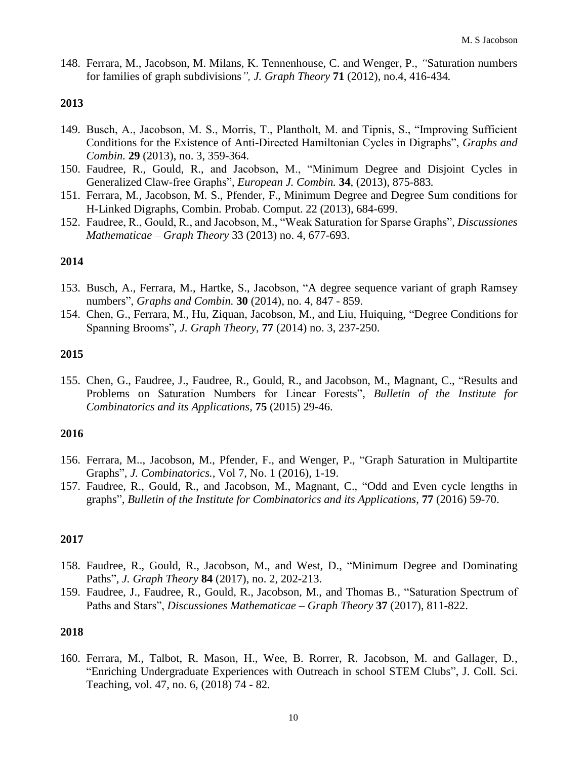148. Ferrara, M., Jacobson, M. Milans, K. Tennenhouse, C. and Wenger, P., *"*Saturation numbers for families of graph subdivisions*", J. Graph Theory* **71** (2012), no.4, 416-434*.*

**2013**

149. Busch, A., Jacobson, M. S., Morris, T., Plantholt, M. and Tipnis, S., "Improving Sufficient Conditions for the Existence of Anti-Directed Hamiltonian Cycles in Digraphs", *Graphs and Combin.* **29** (2013), no. 3, 359-364.
150. Faudree, R., Gould, R., and Jacobson, M., "Minimum Degree and Disjoint Cycles in Generalized Claw-free Graphs", *European J. Combin.* **34**, (2013), 875-883*.*
151. Ferrara, M., Jacobson, M. S., Pfender, F., Minimum Degree and Degree Sum conditions for H-Linked Digraphs, Combin. Probab. Comput. 22 (2013), 684-699.
152. Faudree, R., Gould, R., and Jacobson, M., "Weak Saturation for Sparse Graphs", *Discussiones Mathematicae – Graph Theory* 33 (2013) no. 4, 677-693.

**2014**

153. Busch, A., Ferrara, M., Hartke, S., Jacobson, "A degree sequence variant of graph Ramsey numbers", *Graphs and Combin.* **30** (2014), no. 4, 847 - 859.
154. Chen, G., Ferrara, M., Hu, Ziquan, Jacobson, M., and Liu, Huiquing, "Degree Conditions for Spanning Brooms", *J. Graph Theory*, **77** (2014) no. 3, 237-250.

**2015**

155. Chen, G., Faudree, J., Faudree, R., Gould, R., and Jacobson, M., Magnant, C., "Results and Problems on Saturation Numbers for Linear Forests", *Bulletin of the Institute for Combinatorics and its Applications*, **75** (2015) 29-46.

**2016**

156. Ferrara, M.., Jacobson, M., Pfender, F., and Wenger, P., "Graph Saturation in Multipartite Graphs", *J. Combinatorics.*, Vol 7, No. 1 (2016), 1-19.
157. Faudree, R., Gould, R., and Jacobson, M., Magnant, C., "Odd and Even cycle lengths in graphs", *Bulletin of the Institute for Combinatorics and its Applications*, **77** (2016) 59-70.

**2017**

158. Faudree, R., Gould, R., Jacobson, M., and West, D., "Minimum Degree and Dominating Paths", *J. Graph Theory* **84** (2017), no. 2, 202-213.
159. Faudree, J., Faudree, R., Gould, R., Jacobson, M., and Thomas B., "Saturation Spectrum of Paths and Stars", *Discussiones Mathematicae – Graph Theory* **37** (2017), 811-822.

**2018**

160. Ferrara, M., Talbot, R. Mason, H., Wee, B. Rorrer, R. Jacobson, M. and Gallager, D., "Enriching Undergraduate Experiences with Outreach in school STEM Clubs", J. Coll. Sci. Teaching, vol. 47, no. 6, (2018) 74 - 82.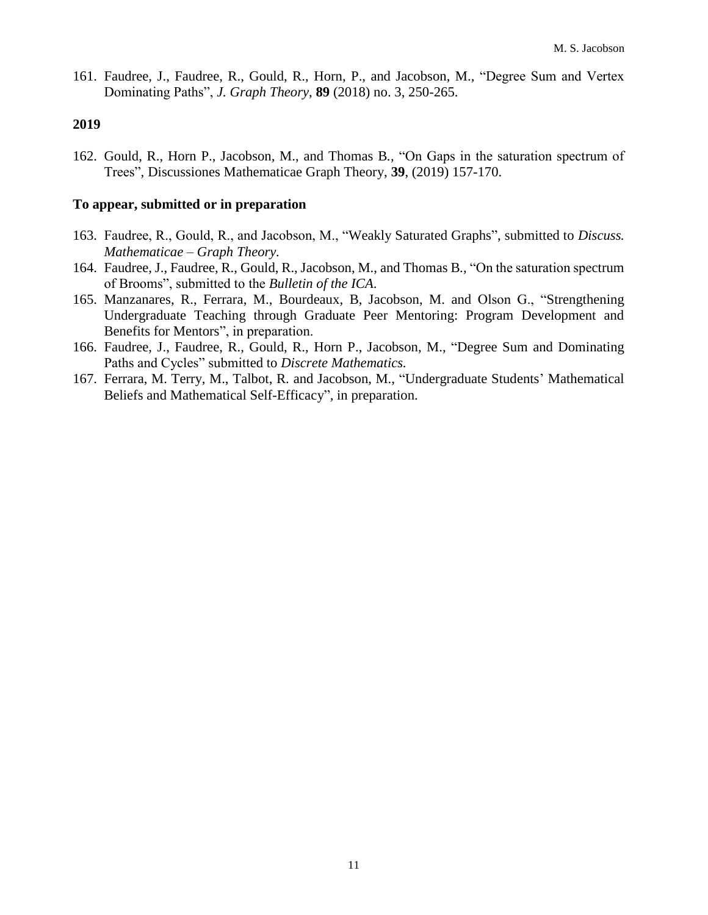161. Faudree, J., Faudree, R., Gould, R., Horn, P., and Jacobson, M., "Degree Sum and Vertex Dominating Paths", *J. Graph Theory*, **89** (2018) no. 3, 250-265.

**2019**

162. Gould, R., Horn P., Jacobson, M., and Thomas B., "On Gaps in the saturation spectrum of Trees", Discussiones Mathematicae Graph Theory, **39**, (2019) 157-170.

**To appear, submitted or in preparation**

163. Faudree, R., Gould, R., and Jacobson, M., "Weakly Saturated Graphs", submitted to *Discuss. Mathematicae – Graph Theory.*
164. Faudree, J., Faudree, R., Gould, R., Jacobson, M., and Thomas B., "On the saturation spectrum of Brooms", submitted to the *Bulletin of the ICA.*
165. Manzanares, R., Ferrara, M., Bourdeaux, B, Jacobson, M. and Olson G., "Strengthening Undergraduate Teaching through Graduate Peer Mentoring: Program Development and Benefits for Mentors", in preparation.
166. Faudree, J., Faudree, R., Gould, R., Horn P., Jacobson, M., "Degree Sum and Dominating Paths and Cycles" submitted to *Discrete Mathematics.*
167. Ferrara, M. Terry, M., Talbot, R. and Jacobson, M., "Undergraduate Students' Mathematical Beliefs and Mathematical Self-Efficacy", in preparation.